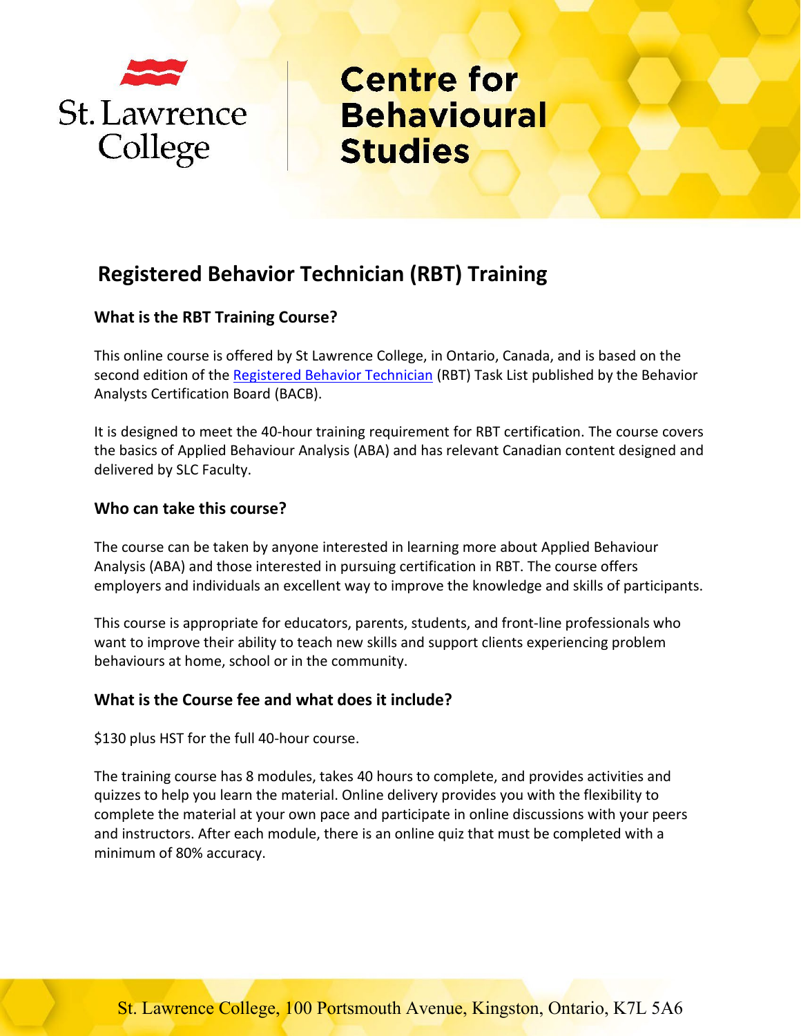St. Lawrence College

# Centre for Behavioural Studies

## Registered Behavior Technician (RBT) Training

### What is the RBT Training Course?

This online course is offered by St Lawrence College, in Ontario, Canada, and is based on the second edition of the Registered Behavior Technician (RBT) Task List published by the Behavior Analysts Certification Board (BACB).

It is designed to meet the 40-hour training requirement for RBT certification. The course covers the basics of Applied Behaviour Analysis (ABA) and has relevant Canadian content designed and delivered by SLC Faculty.

### Who can take this course?

The course can be taken by anyone interested in learning more about Applied Behaviour Analysis (ABA) and those interested in pursuing certification in RBT. The course offers employers and individuals an excellent way to improve the knowledge and skills of participants.

This course is appropriate for educators, parents, students, and front-line professionals who want to improve their ability to teach new skills and support clients experiencing problem behaviours at home, school or in the community.

### What is the Course fee and what does it include?

$130 plus HST for the full 40-hour course.

The training course has 8 modules, takes 40 hours to complete, and provides activities and quizzes to help you learn the material. Online delivery provides you with the flexibility to complete the material at your own pace and participate in online discussions with your peers and instructors. After each module, there is an online quiz that must be completed with a minimum of 80% accuracy.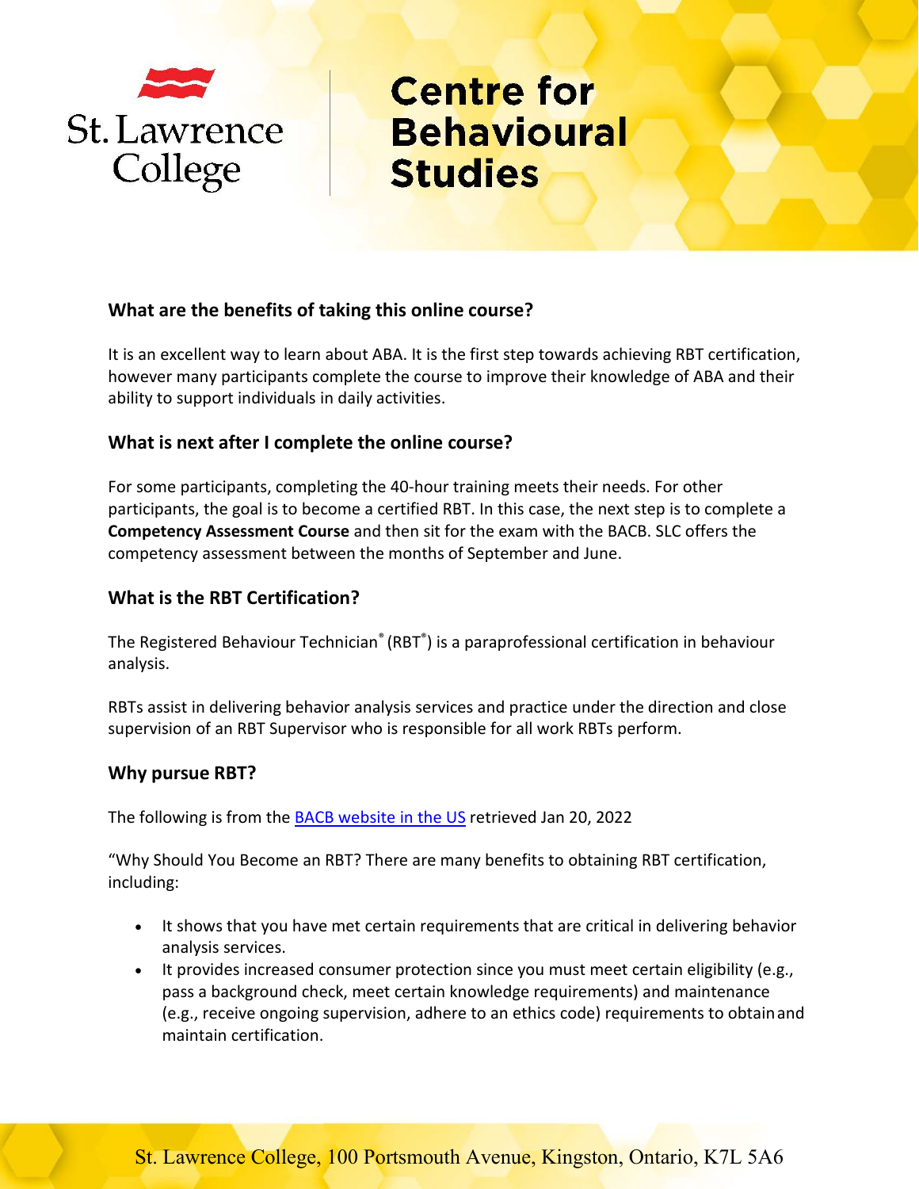## What are the benefits of taking this online course?

It is an excellent way to learn about ABA. It is the first step towards achieving RBT certification, however many participants complete the course to improve their knowledge of ABA and their ability to support individuals in daily activities.

## What is next after I complete the online course?

For some participants, completing the 40-hour training meets their needs. For other participants, the goal is to become a certified RBT. In this case, the next step is to complete a **Competency Assessment Course** and then sit for the exam with the BACB. SLC offers the competency assessment between the months of September and June.

## What is the RBT Certification?

The Registered Behaviour Technician® (RBT®) is a paraprofessional certification in behaviour analysis.

RBTs assist in delivering behavior analysis services and practice under the direction and close supervision of an RBT Supervisor who is responsible for all work RBTs perform.

## Why pursue RBT?

The following is from the [BACB website in the US]() retrieved Jan 20, 2022

"Why Should You Become an RBT? There are many benefits to obtaining RBT certification, including:

- It shows that you have met certain requirements that are critical in delivering behavior analysis services.
- It provides increased consumer protection since you must meet certain eligibility (e.g., pass a background check, meet certain knowledge requirements) and maintenance (e.g., receive ongoing supervision, adhere to an ethics code) requirements to obtain and maintain certification.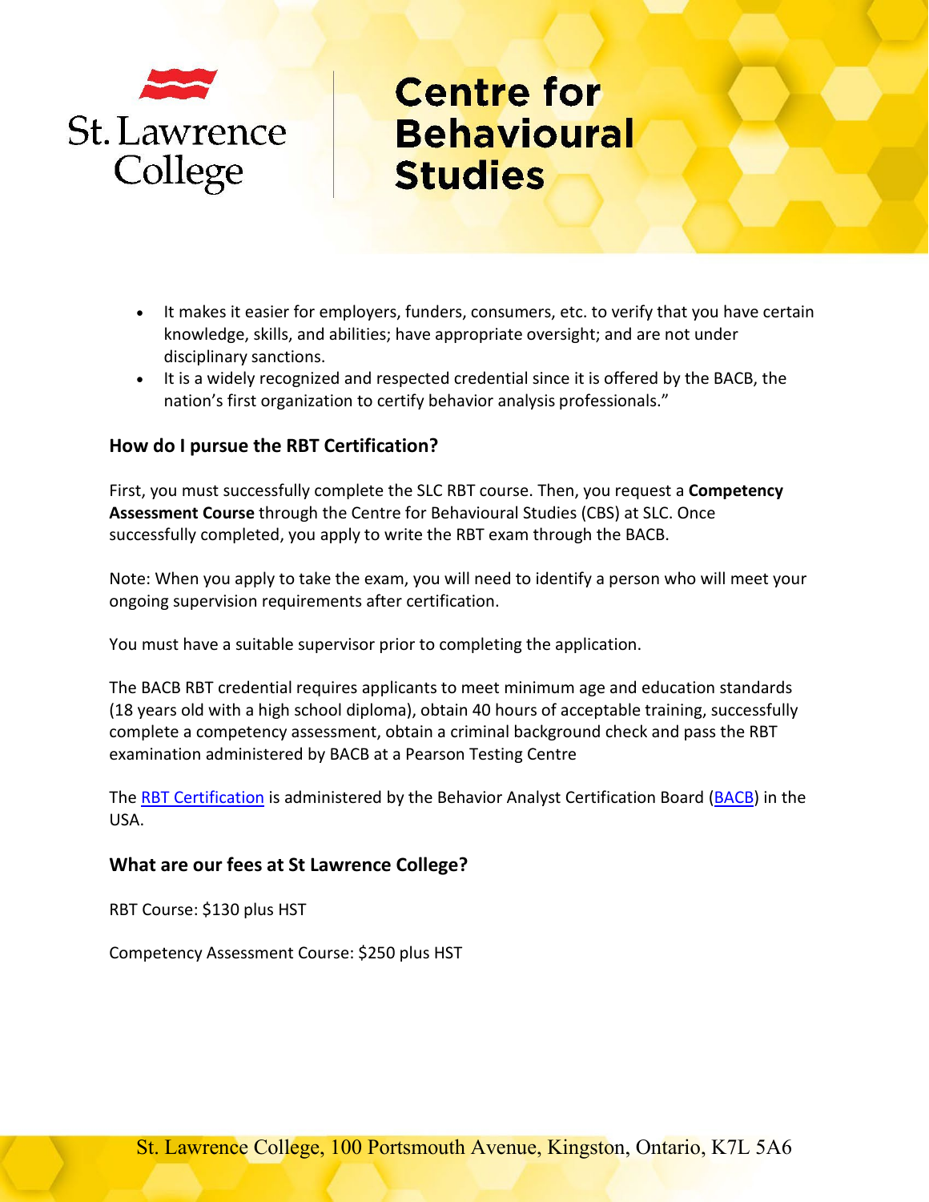- It makes it easier for employers, funders, consumers, etc. to verify that you have certain knowledge, skills, and abilities; have appropriate oversight; and are not under disciplinary sanctions.
- It is a widely recognized and respected credential since it is offered by the BACB, the nation's first organization to certify behavior analysis professionals."

### How do I pursue the RBT Certification?

First, you must successfully complete the SLC RBT course. Then, you request a **Competency Assessment Course** through the Centre for Behavioural Studies (CBS) at SLC. Once successfully completed, you apply to write the RBT exam through the BACB.

Note: When you apply to take the exam, you will need to identify a person who will meet your ongoing supervision requirements after certification.

You must have a suitable supervisor prior to completing the application.

The BACB RBT credential requires applicants to meet minimum age and education standards (18 years old with a high school diploma), obtain 40 hours of acceptable training, successfully complete a competency assessment, obtain a criminal background check and pass the RBT examination administered by BACB at a Pearson Testing Centre

The RBT Certification is administered by the Behavior Analyst Certification Board (BACB) in the USA.

### What are our fees at St Lawrence College?

RBT Course: $130 plus HST

Competency Assessment Course: $250 plus HST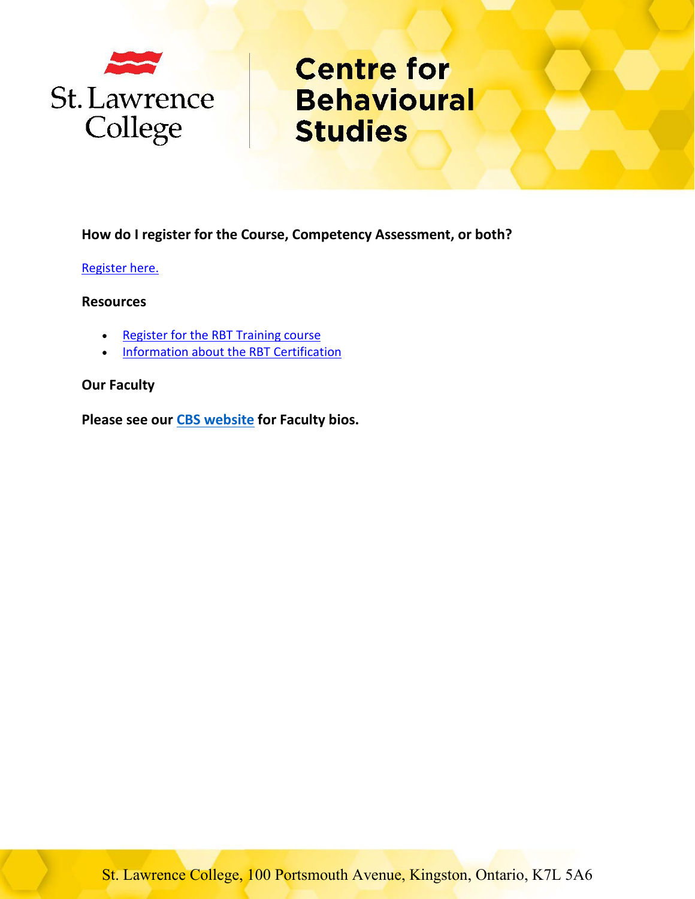**How do I register for the Course, Competency Assessment, or both?**

Register here.

**Resources**

- Register for the RBT Training course
- Information about the RBT Certification

**Our Faculty**

**Please see our CBS website for Faculty bios.**